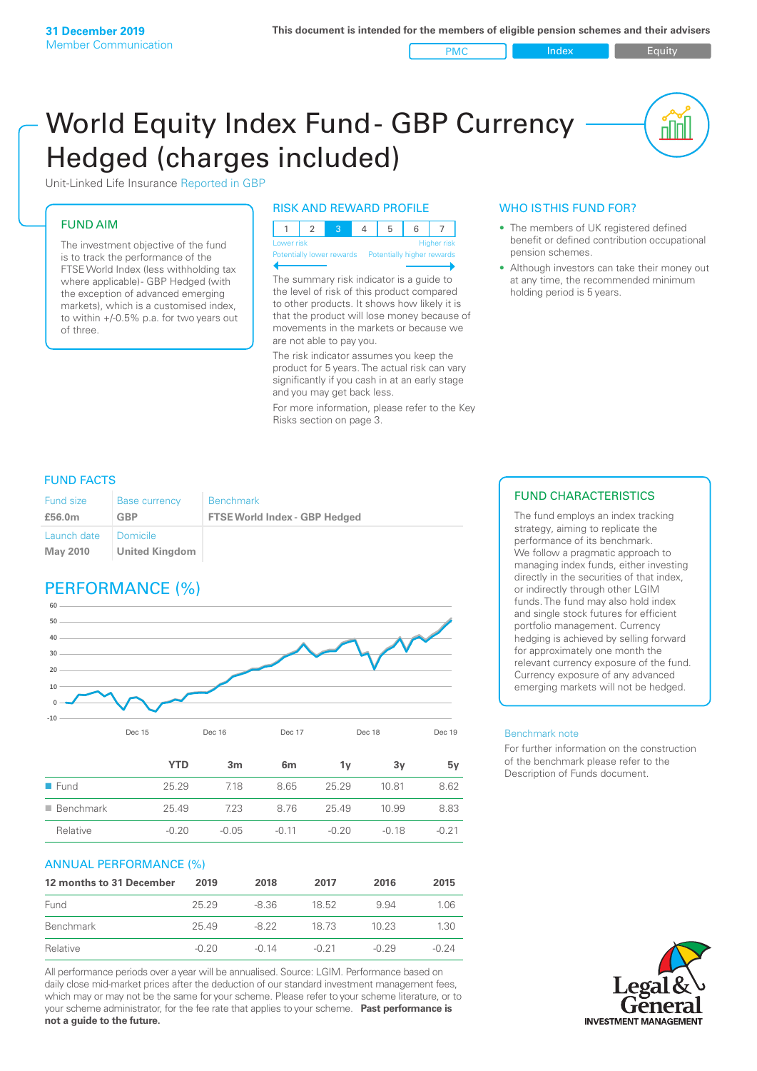**31 December 2019**
Member Communication

**This document is intended for the members of eligible pension schemes and their advisers**

PMC | Index | Equity

# World Equity Index Fund - GBP Currency Hedged (charges included)

Unit-Linked Life Insurance Reported in GBP

## FUND AIM

The investment objective of the fund is to track the performance of the FTSE World Index (less withholding tax where applicable)- GBP Hedged (with the exception of advanced emerging markets), which is a customised index, to within +/-0.5% p.a. for two years out of three.

## RISK AND REWARD PROFILE

| 1 | 2 | 3 | 4 | 5 | 6 | 7 |
|---|---|---|---|---|---|---|

Lower risk — Higher risk
Potentially lower rewards — Potentially higher rewards

The summary risk indicator is a guide to the level of risk of this product compared to other products. It shows how likely it is that the product will lose money because of movements in the markets or because we are not able to pay you.

The risk indicator assumes you keep the product for 5 years. The actual risk can vary significantly if you cash in at an early stage and you may get back less.

For more information, please refer to the Key Risks section on page 3.

## WHO IS THIS FUND FOR?

- The members of UK registered defined benefit or defined contribution occupational pension schemes.
- Although investors can take their money out at any time, the recommended minimum holding period is 5 years.

## FUND FACTS

| Fund size | Base currency | Benchmark |
|---|---|---|
| **£56.0m** | **GBP** | **FTSE World Index - GBP Hedged** |
| Launch date | Domicile | |
| **May 2010** | **United Kingdom** | |

## FUND CHARACTERISTICS

The fund employs an index tracking strategy, aiming to replicate the performance of its benchmark. We follow a pragmatic approach to managing index funds, either investing directly in the securities of that index, or indirectly through other LGIM funds. The fund may also hold index and single stock futures for efficient portfolio management. Currency hedging is achieved by selling forward for approximately one month the relevant currency exposure of the fund. Currency exposure of any advanced emerging markets will not be hedged.

Benchmark note

For further information on the construction of the benchmark please refer to the Description of Funds document.

## PERFORMANCE (%)

| | YTD | 3m | 6m | 1y | 3y | 5y |
|---|---|---|---|---|---|---|
| Fund | 25.29 | 7.18 | 8.65 | 25.29 | 10.81 | 8.62 |
| Benchmark | 25.49 | 7.23 | 8.76 | 25.49 | 10.99 | 8.83 |
| Relative | -0.20 | -0.05 | -0.11 | -0.20 | -0.18 | -0.21 |

## ANNUAL PERFORMANCE (%)

| 12 months to 31 December | 2019 | 2018 | 2017 | 2016 | 2015 |
|---|---|---|---|---|---|
| Fund | 25.29 | -8.36 | 18.52 | 9.94 | 1.06 |
| Benchmark | 25.49 | -8.22 | 18.73 | 10.23 | 1.30 |
| Relative | -0.20 | -0.14 | -0.21 | -0.29 | -0.24 |

All performance periods over a year will be annualised. Source: LGIM. Performance based on daily close mid-market prices after the deduction of our standard investment management fees, which may or may not be the same for your scheme. Please refer to your scheme literature, or to your scheme administrator, for the fee rate that applies to your scheme. **Past performance is not a guide to the future.**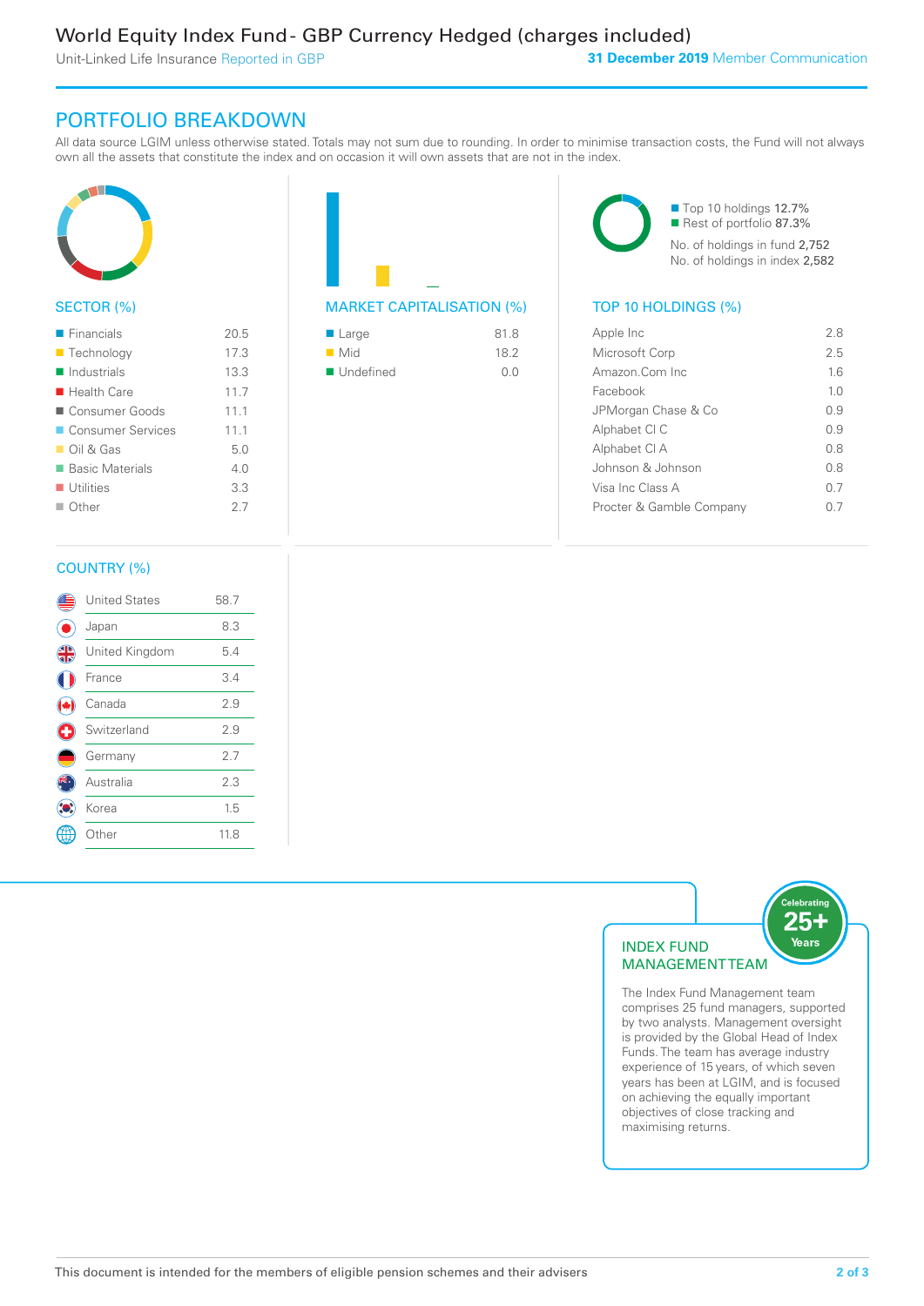# World Equity Index Fund - GBP Currency Hedged (charges included)

Unit-Linked Life Insurance Reported in GBP

**31 December 2019** Member Communication

## PORTFOLIO BREAKDOWN

All data source LGIM unless otherwise stated. Totals may not sum due to rounding. In order to minimise transaction costs, the Fund will not always own all the assets that constitute the index and on occasion it will own assets that are not in the index.

### SECTOR (%)

| Sector | % |
|---|---|
| Financials | 20.5 |
| Technology | 17.3 |
| Industrials | 13.3 |
| Health Care | 11.7 |
| Consumer Goods | 11.1 |
| Consumer Services | 11.1 |
| Oil & Gas | 5.0 |
| Basic Materials | 4.0 |
| Utilities | 3.3 |
| Other | 2.7 |

### MARKET CAPITALISATION (%)

| Market Capitalisation | % |
|---|---|
| Large | 81.8 |
| Mid | 18.2 |
| Undefined | 0.0 |

- Top 10 holdings 12.7%
- Rest of portfolio 87.3%

No. of holdings in fund 2,752
No. of holdings in index 2,582

### TOP 10 HOLDINGS (%)

| Holding | % |
|---|---|
| Apple Inc | 2.8 |
| Microsoft Corp | 2.5 |
| Amazon.Com Inc | 1.6 |
| Facebook | 1.0 |
| JPMorgan Chase & Co | 0.9 |
| Alphabet Cl C | 0.9 |
| Alphabet Cl A | 0.8 |
| Johnson & Johnson | 0.8 |
| Visa Inc Class A | 0.7 |
| Procter & Gamble Company | 0.7 |

### COUNTRY (%)

| Country | % |
|---|---|
| United States | 58.7 |
| Japan | 8.3 |
| United Kingdom | 5.4 |
| France | 3.4 |
| Canada | 2.9 |
| Switzerland | 2.9 |
| Germany | 2.7 |
| Australia | 2.3 |
| Korea | 1.5 |
| Other | 11.8 |

### INDEX FUND MANAGEMENT TEAM

Celebrating 25+ Years

The Index Fund Management team comprises 25 fund managers, supported by two analysts. Management oversight is provided by the Global Head of Index Funds. The team has average industry experience of 15 years, of which seven years has been at LGIM, and is focused on achieving the equally important objectives of close tracking and maximising returns.

This document is intended for the members of eligible pension schemes and their advisers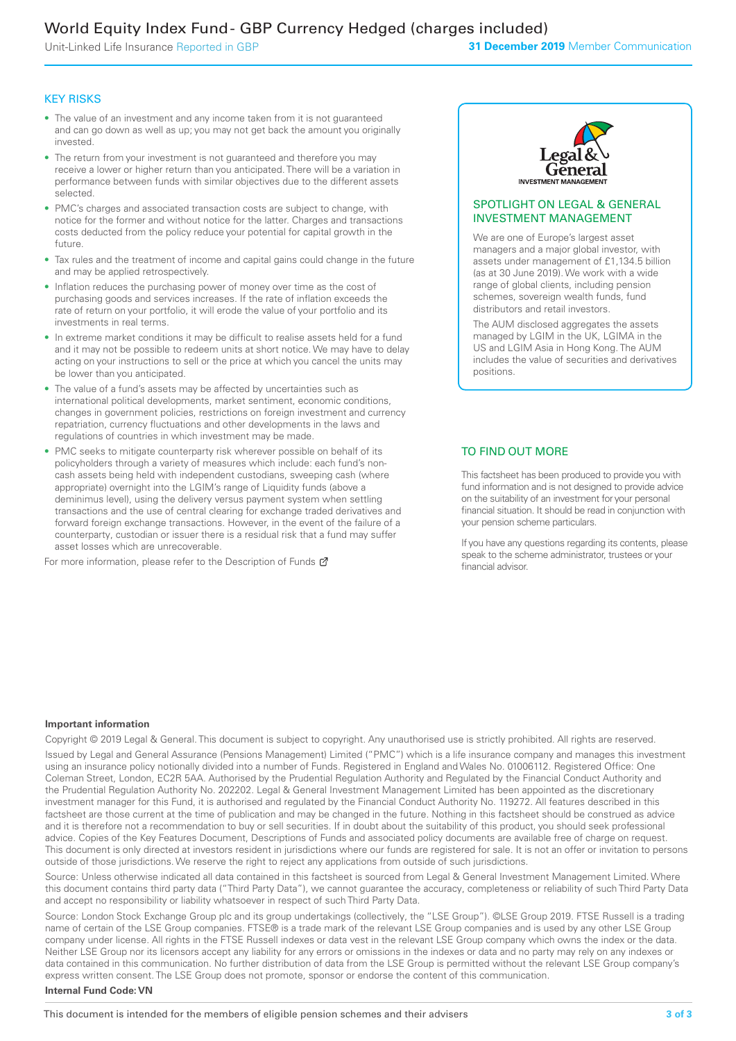# World Equity Index Fund - GBP Currency Hedged (charges included)

Unit-Linked Life Insurance Reported in GBP

**31 December 2019** Member Communication

## KEY RISKS

- The value of an investment and any income taken from it is not guaranteed and can go down as well as up; you may not get back the amount you originally invested.
- The return from your investment is not guaranteed and therefore you may receive a lower or higher return than you anticipated. There will be a variation in performance between funds with similar objectives due to the different assets selected.
- PMC's charges and associated transaction costs are subject to change, with notice for the former and without notice for the latter. Charges and transactions costs deducted from the policy reduce your potential for capital growth in the future.
- Tax rules and the treatment of income and capital gains could change in the future and may be applied retrospectively.
- Inflation reduces the purchasing power of money over time as the cost of purchasing goods and services increases. If the rate of inflation exceeds the rate of return on your portfolio, it will erode the value of your portfolio and its investments in real terms.
- In extreme market conditions it may be difficult to realise assets held for a fund and it may not be possible to redeem units at short notice. We may have to delay acting on your instructions to sell or the price at which you cancel the units may be lower than you anticipated.
- The value of a fund's assets may be affected by uncertainties such as international political developments, market sentiment, economic conditions, changes in government policies, restrictions on foreign investment and currency repatriation, currency fluctuations and other developments in the laws and regulations of countries in which investment may be made.
- PMC seeks to mitigate counterparty risk wherever possible on behalf of its policyholders through a variety of measures which include: each fund's non-cash assets being held with independent custodians, sweeping cash (where appropriate) overnight into the LGIM's range of Liquidity funds (above a deminimus level), using the delivery versus payment system when settling transactions and the use of central clearing for exchange traded derivatives and forward foreign exchange transactions. However, in the event of the failure of a counterparty, custodian or issuer there is a residual risk that a fund may suffer asset losses which are unrecoverable.

For more information, please refer to the Description of Funds

## SPOTLIGHT ON LEGAL & GENERAL INVESTMENT MANAGEMENT

We are one of Europe's largest asset managers and a major global investor, with assets under management of £1,134.5 billion (as at 30 June 2019). We work with a wide range of global clients, including pension schemes, sovereign wealth funds, fund distributors and retail investors.

The AUM disclosed aggregates the assets managed by LGIM in the UK, LGIMA in the US and LGIM Asia in Hong Kong. The AUM includes the value of securities and derivatives positions.

## TO FIND OUT MORE

This factsheet has been produced to provide you with fund information and is not designed to provide advice on the suitability of an investment for your personal financial situation. It should be read in conjunction with your pension scheme particulars.

If you have any questions regarding its contents, please speak to the scheme administrator, trustees or your financial advisor.

**Important information**

Copyright © 2019 Legal & General. This document is subject to copyright. Any unauthorised use is strictly prohibited. All rights are reserved.

Issued by Legal and General Assurance (Pensions Management) Limited ("PMC") which is a life insurance company and manages this investment using an insurance policy notionally divided into a number of Funds. Registered in England and Wales No. 01006112. Registered Office: One Coleman Street, London, EC2R 5AA. Authorised by the Prudential Regulation Authority and Regulated by the Financial Conduct Authority and the Prudential Regulation Authority No. 202202. Legal & General Investment Management Limited has been appointed as the discretionary investment manager for this Fund, it is authorised and regulated by the Financial Conduct Authority No. 119272. All features described in this factsheet are those current at the time of publication and may be changed in the future. Nothing in this factsheet should be construed as advice and it is therefore not a recommendation to buy or sell securities. If in doubt about the suitability of this product, you should seek professional advice. Copies of the Key Features Document, Descriptions of Funds and associated policy documents are available free of charge on request. This document is only directed at investors resident in jurisdictions where our funds are registered for sale. It is not an offer or invitation to persons outside of those jurisdictions. We reserve the right to reject any applications from outside of such jurisdictions.

Source: Unless otherwise indicated all data contained in this factsheet is sourced from Legal & General Investment Management Limited. Where this document contains third party data ("Third Party Data"), we cannot guarantee the accuracy, completeness or reliability of such Third Party Data and accept no responsibility or liability whatsoever in respect of such Third Party Data.

Source: London Stock Exchange Group plc and its group undertakings (collectively, the "LSE Group"). ©LSE Group 2019. FTSE Russell is a trading name of certain of the LSE Group companies. FTSE® is a trade mark of the relevant LSE Group companies and is used by any other LSE Group company under license. All rights in the FTSE Russell indexes or data vest in the relevant LSE Group company which owns the index or the data. Neither LSE Group nor its licensors accept any liability for any errors or omissions in the indexes or data and no party may rely on any indexes or data contained in this communication. No further distribution of data from the LSE Group is permitted without the relevant LSE Group company's express written consent. The LSE Group does not promote, sponsor or endorse the content of this communication.

**Internal Fund Code: VN**

This document is intended for the members of eligible pension schemes and their advisers